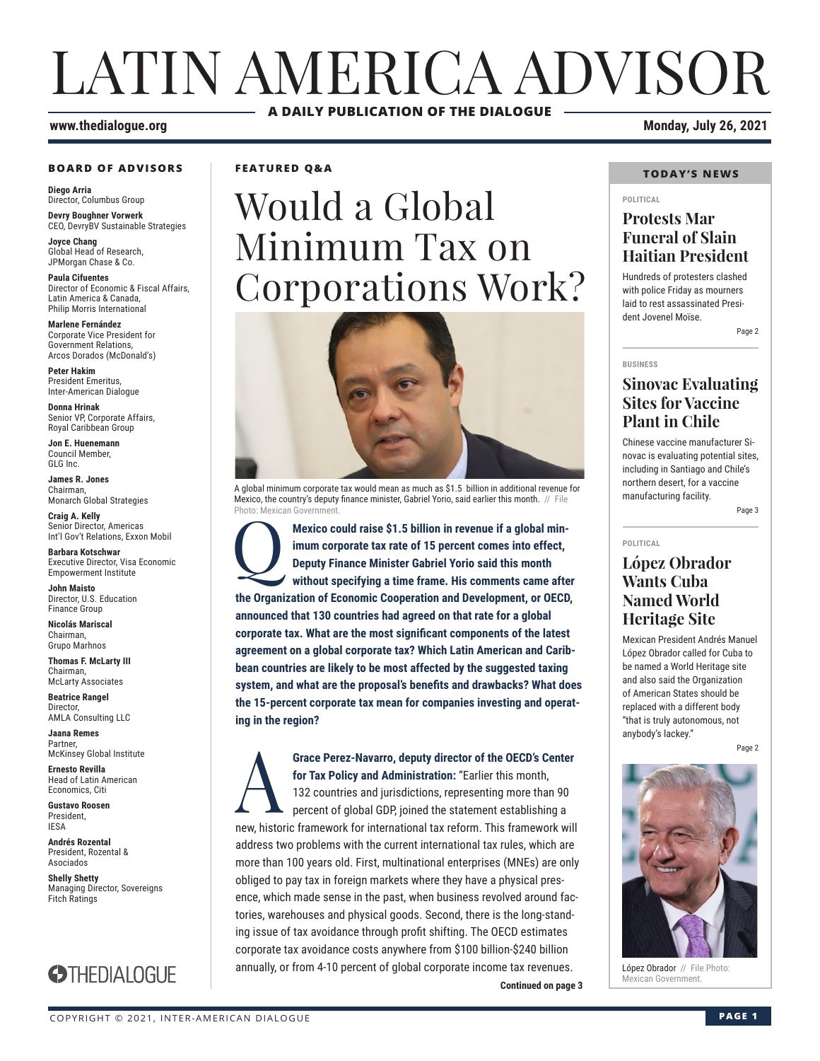# LATIN AMERICA ADVISOR

**A DAILY PUBLICATION OF THE DIALOGUE**

**www.thedialogue.org**

**Monday, July 26, 2021**

### BOARD OF ADVISORS

**Diego Arria**
Director, Columbus Group

**Devry Boughner Vorwerk**
CEO, DevryBV Sustainable Strategies

**Joyce Chang**
Global Head of Research, JPMorgan Chase & Co.

**Paula Cifuentes**
Director of Economic & Fiscal Affairs, Latin America & Canada, Philip Morris International

**Marlene Fernández**
Corporate Vice President for Government Relations, Arcos Dorados (McDonald's)

**Peter Hakim**
President Emeritus, Inter-American Dialogue

**Donna Hrinak**
Senior VP, Corporate Affairs, Royal Caribbean Group

**Jon E. Huenemann**
Council Member, GLG Inc.

**James R. Jones**
Chairman, Monarch Global Strategies

**Craig A. Kelly**
Senior Director, Americas Int'l Gov't Relations, Exxon Mobil

**Barbara Kotschwar**
Executive Director, Visa Economic Empowerment Institute

**John Maisto**
Director, U.S. Education Finance Group

**Nicolás Mariscal**
Chairman, Grupo Marhnos

**Thomas F. McLarty III**
Chairman, McLarty Associates

**Beatrice Rangel**
Director, AMLA Consulting LLC

**Jaana Remes**
Partner, McKinsey Global Institute

**Ernesto Revilla**
Head of Latin American Economics, Citi

**Gustavo Roosen**
President, IESA

**Andrés Rozental**
President, Rozental & Asociados

**Shelly Shetty**
Managing Director, Sovereigns Fitch Ratings

THEDIALOGUE

**FEATURED Q&A**

# Would a Global Minimum Tax on Corporations Work?

A global minimum corporate tax would mean as much as $1.5 billion in additional revenue for Mexico, the country's deputy finance minister, Gabriel Yorio, said earlier this month. // File Photo: Mexican Government.

**Q: Mexico could raise $1.5 billion in revenue if a global minimum corporate tax rate of 15 percent comes into effect, Deputy Finance Minister Gabriel Yorio said this month without specifying a time frame. His comments came after the Organization of Economic Cooperation and Development, or OECD, announced that 130 countries had agreed on that rate for a global corporate tax. What are the most significant components of the latest agreement on a global corporate tax? Which Latin American and Caribbean countries are likely to be most affected by the suggested taxing system, and what are the proposal's benefits and drawbacks? What does the 15-percent corporate tax mean for companies investing and operating in the region?**

**A: Grace Perez-Navarro, deputy director of the OECD's Center for Tax Policy and Administration:** "Earlier this month, 132 countries and jurisdictions, representing more than 90 percent of global GDP, joined the statement establishing a new, historic framework for international tax reform. This framework will address two problems with the current international tax rules, which are more than 100 years old. First, multinational enterprises (MNEs) are only obliged to pay tax in foreign markets where they have a physical presence, which made sense in the past, when business revolved around factories, warehouses and physical goods. Second, there is the long-standing issue of tax avoidance through profit shifting. The OECD estimates corporate tax avoidance costs anywhere from $100 billion-$240 billion annually, or from 4-10 percent of global corporate income tax revenues.

**Continued on page 3**

### TODAY'S NEWS

**POLITICAL**

## Protests Mar Funeral of Slain Haitian President

Hundreds of protesters clashed with police Friday as mourners laid to rest assassinated President Jovenel Moïse.

Page 2

**BUSINESS**

## Sinovac Evaluating Sites for Vaccine Plant in Chile

Chinese vaccine manufacturer Sinovac is evaluating potential sites, including in Santiago and Chile's northern desert, for a vaccine manufacturing facility.

Page 3

**POLITICAL**

## López Obrador Wants Cuba Named World Heritage Site

Mexican President Andrés Manuel López Obrador called for Cuba to be named a World Heritage site and also said the Organization of American States should be replaced with a different body "that is truly autonomous, not anybody's lackey."

Page 2

López Obrador // File Photo: Mexican Government.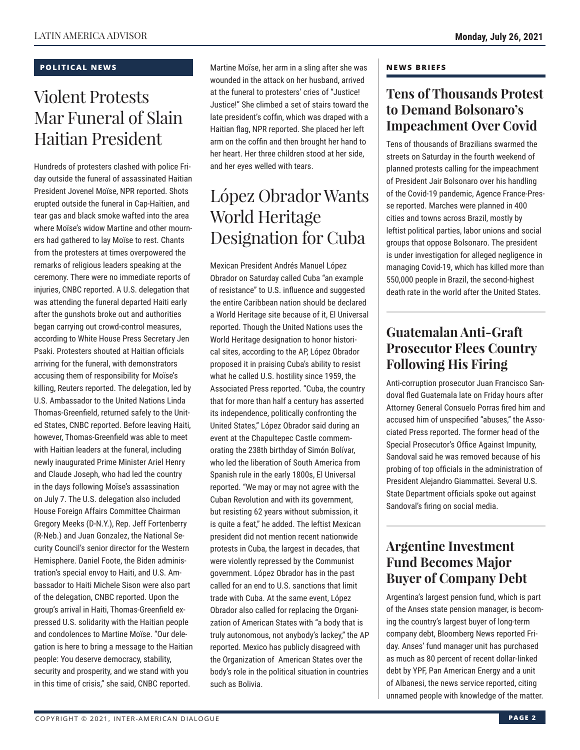**POLITICAL NEWS**

# Violent Protests Mar Funeral of Slain Haitian President

Hundreds of protesters clashed with police Friday outside the funeral of assassinated Haitian President Jovenel Moïse, NPR reported. Shots erupted outside the funeral in Cap-Haïtien, and tear gas and black smoke wafted into the area where Moïse's widow Martine and other mourners had gathered to lay Moïse to rest. Chants from the protesters at times overpowered the remarks of religious leaders speaking at the ceremony. There were no immediate reports of injuries, CNBC reported. A U.S. delegation that was attending the funeral departed Haiti early after the gunshots broke out and authorities began carrying out crowd-control measures, according to White House Press Secretary Jen Psaki. Protesters shouted at Haitian officials arriving for the funeral, with demonstrators accusing them of responsibility for Moïse's killing, Reuters reported. The delegation, led by U.S. Ambassador to the United Nations Linda Thomas-Greenfield, returned safely to the United States, CNBC reported. Before leaving Haiti, however, Thomas-Greenfield was able to meet with Haitian leaders at the funeral, including newly inaugurated Prime Minister Ariel Henry and Claude Joseph, who had led the country in the days following Moïse's assassination on July 7. The U.S. delegation also included House Foreign Affairs Committee Chairman Gregory Meeks (D-N.Y.), Rep. Jeff Fortenberry (R-Neb.) and Juan Gonzalez, the National Security Council's senior director for the Western Hemisphere. Daniel Foote, the Biden administration's special envoy to Haiti, and U.S. Ambassador to Haiti Michele Sison were also part of the delegation, CNBC reported. Upon the group's arrival in Haiti, Thomas-Greenfield expressed U.S. solidarity with the Haitian people and condolences to Martine Moïse. "Our delegation is here to bring a message to the Haitian people: You deserve democracy, stability, security and prosperity, and we stand with you in this time of crisis," she said, CNBC reported. Martine Moïse, her arm in a sling after she was wounded in the attack on her husband, arrived at the funeral to protesters' cries of "Justice! Justice!" She climbed a set of stairs toward the late president's coffin, which was draped with a Haitian flag, NPR reported. She placed her left arm on the coffin and then brought her hand to her heart. Her three children stood at her side, and her eyes welled with tears.

# López Obrador Wants World Heritage Designation for Cuba

Mexican President Andrés Manuel López Obrador on Saturday called Cuba "an example of resistance" to U.S. influence and suggested the entire Caribbean nation should be declared a World Heritage site because of it, El Universal reported. Though the United Nations uses the World Heritage designation to honor historical sites, according to the AP, López Obrador proposed it in praising Cuba's ability to resist what he called U.S. hostility since 1959, the Associated Press reported. "Cuba, the country that for more than half a century has asserted its independence, politically confronting the United States," López Obrador said during an event at the Chapultepec Castle commemorating the 238th birthday of Simón Bolívar, who led the liberation of South America from Spanish rule in the early 1800s, El Universal reported. "We may or may not agree with the Cuban Revolution and with its government, but resisting 62 years without submission, it is quite a feat," he added. The leftist Mexican president did not mention recent nationwide protests in Cuba, the largest in decades, that were violently repressed by the Communist government. López Obrador has in the past called for an end to U.S. sanctions that limit trade with Cuba. At the same event, López Obrador also called for replacing the Organization of American States with "a body that is truly autonomous, not anybody's lackey," the AP reported. Mexico has publicly disagreed with the Organization of American States over the body's role in the political situation in countries such as Bolivia.

**NEWS BRIEFS**

## Tens of Thousands Protest to Demand Bolsonaro's Impeachment Over Covid

Tens of thousands of Brazilians swarmed the streets on Saturday in the fourth weekend of planned protests calling for the impeachment of President Jair Bolsonaro over his handling of the Covid-19 pandemic, Agence France-Presse reported. Marches were planned in 400 cities and towns across Brazil, mostly by leftist political parties, labor unions and social groups that oppose Bolsonaro. The president is under investigation for alleged negligence in managing Covid-19, which has killed more than 550,000 people in Brazil, the second-highest death rate in the world after the United States.

## Guatemalan Anti-Graft Prosecutor Flees Country Following His Firing

Anti-corruption prosecutor Juan Francisco Sandoval fled Guatemala late on Friday hours after Attorney General Consuelo Porras fired him and accused him of unspecified "abuses," the Associated Press reported. The former head of the Special Prosecutor's Office Against Impunity, Sandoval said he was removed because of his probing of top officials in the administration of President Alejandro Giammattei. Several U.S. State Department officials spoke out against Sandoval's firing on social media.

## Argentine Investment Fund Becomes Major Buyer of Company Debt

Argentina's largest pension fund, which is part of the Anses state pension manager, is becoming the country's largest buyer of long-term company debt, Bloomberg News reported Friday. Anses' fund manager unit has purchased as much as 80 percent of recent dollar-linked debt by YPF, Pan American Energy and a unit of Albanesi, the news service reported, citing unnamed people with knowledge of the matter.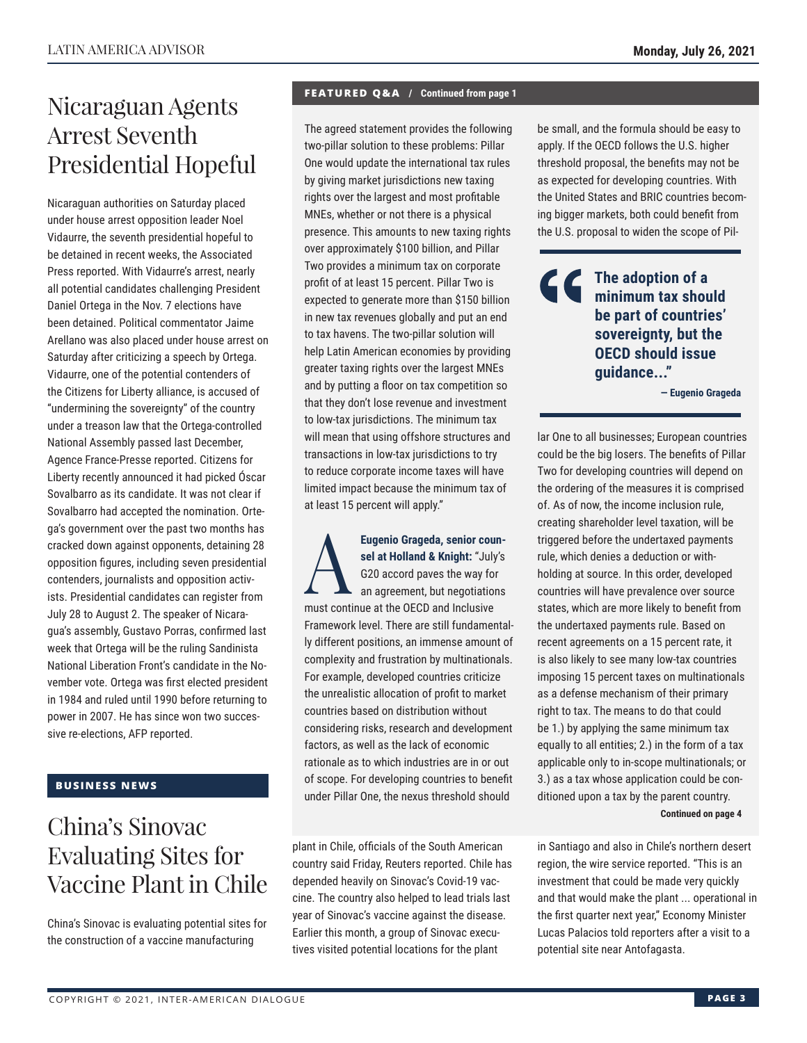# Nicaraguan Agents Arrest Seventh Presidential Hopeful

Nicaraguan authorities on Saturday placed under house arrest opposition leader Noel Vidaurre, the seventh presidential hopeful to be detained in recent weeks, the Associated Press reported. With Vidaurre's arrest, nearly all potential candidates challenging President Daniel Ortega in the Nov. 7 elections have been detained. Political commentator Jaime Arellano was also placed under house arrest on Saturday after criticizing a speech by Ortega. Vidaurre, one of the potential contenders of the Citizens for Liberty alliance, is accused of "undermining the sovereignty" of the country under a treason law that the Ortega-controlled National Assembly passed last December, Agence France-Presse reported. Citizens for Liberty recently announced it had picked Óscar Sovalbarro as its candidate. It was not clear if Sovalbarro had accepted the nomination. Ortega's government over the past two months has cracked down against opponents, detaining 28 opposition figures, including seven presidential contenders, journalists and opposition activists. Presidential candidates can register from July 28 to August 2. The speaker of Nicaragua's assembly, Gustavo Porras, confirmed last week that Ortega will be the ruling Sandinista National Liberation Front's candidate in the November vote. Ortega was first elected president in 1984 and ruled until 1990 before returning to power in 2007. He has since won two successive re-elections, AFP reported.

## BUSINESS NEWS

# China's Sinovac Evaluating Sites for Vaccine Plant in Chile

China's Sinovac is evaluating potential sites for the construction of a vaccine manufacturing plant in Chile, officials of the South American country said Friday, Reuters reported. Chile has depended heavily on Sinovac's Covid-19 vaccine. The country also helped to lead trials last year of Sinovac's vaccine against the disease. Earlier this month, a group of Sinovac executives visited potential locations for the plant in Santiago and also in Chile's northern desert region, the wire service reported. "This is an investment that could be made very quickly and that would make the plant ... operational in the first quarter next year," Economy Minister Lucas Palacios told reporters after a visit to a potential site near Antofagasta.

## FEATURED Q&A / Continued from page 1

The agreed statement provides the following two-pillar solution to these problems: Pillar One would update the international tax rules by giving market jurisdictions new taxing rights over the largest and most profitable MNEs, whether or not there is a physical presence. This amounts to new taxing rights over approximately $100 billion, and Pillar Two provides a minimum tax on corporate profit of at least 15 percent. Pillar Two is expected to generate more than $150 billion in new tax revenues globally and put an end to tax havens. The two-pillar solution will help Latin American economies by providing greater taxing rights over the largest MNEs and by putting a floor on tax competition so that they don't lose revenue and investment to low-tax jurisdictions. The minimum tax will mean that using offshore structures and transactions in low-tax jurisdictions to try to reduce corporate income taxes will have limited impact because the minimum tax of at least 15 percent will apply."

**A** **Eugenio Grageda, senior counsel at Holland & Knight:** "July's G20 accord paves the way for an agreement, but negotiations must continue at the OECD and Inclusive Framework level. There are still fundamentally different positions, an immense amount of complexity and frustration by multinationals. For example, developed countries criticize the unrealistic allocation of profit to market countries based on distribution without considering risks, research and development factors, as well as the lack of economic rationale as to which industries are in or out of scope. For developing countries to benefit under Pillar One, the nexus threshold should be small, and the formula should be easy to apply. If the OECD follows the U.S. higher threshold proposal, the benefits may not be as expected for developing countries. With the United States and BRIC countries becoming bigger markets, both could benefit from the U.S. proposal to widen the scope of Pillar One to all businesses; European countries could be the big losers. The benefits of Pillar Two for developing countries will depend on the ordering of the measures it is comprised of. As of now, the income inclusion rule, creating shareholder level taxation, will be triggered before the undertaxed payments rule, which denies a deduction or withholding at source. In this order, developed countries will have prevalence over source states, which are more likely to benefit from the undertaxed payments rule. Based on recent agreements on a 15 percent rate, it is also likely to see many low-tax countries imposing 15 percent taxes on multinationals as a defense mechanism of their primary right to tax. The means to do that could be 1.) by applying the same minimum tax equally to all entities; 2.) in the form of a tax applicable only to in-scope multinationals; or 3.) as a tax whose application could be conditioned upon a tax by the parent country.

> **"The adoption of a minimum tax should be part of countries' sovereignty, but the OECD should issue guidance..."**
> **— Eugenio Grageda**

**Continued on page 4**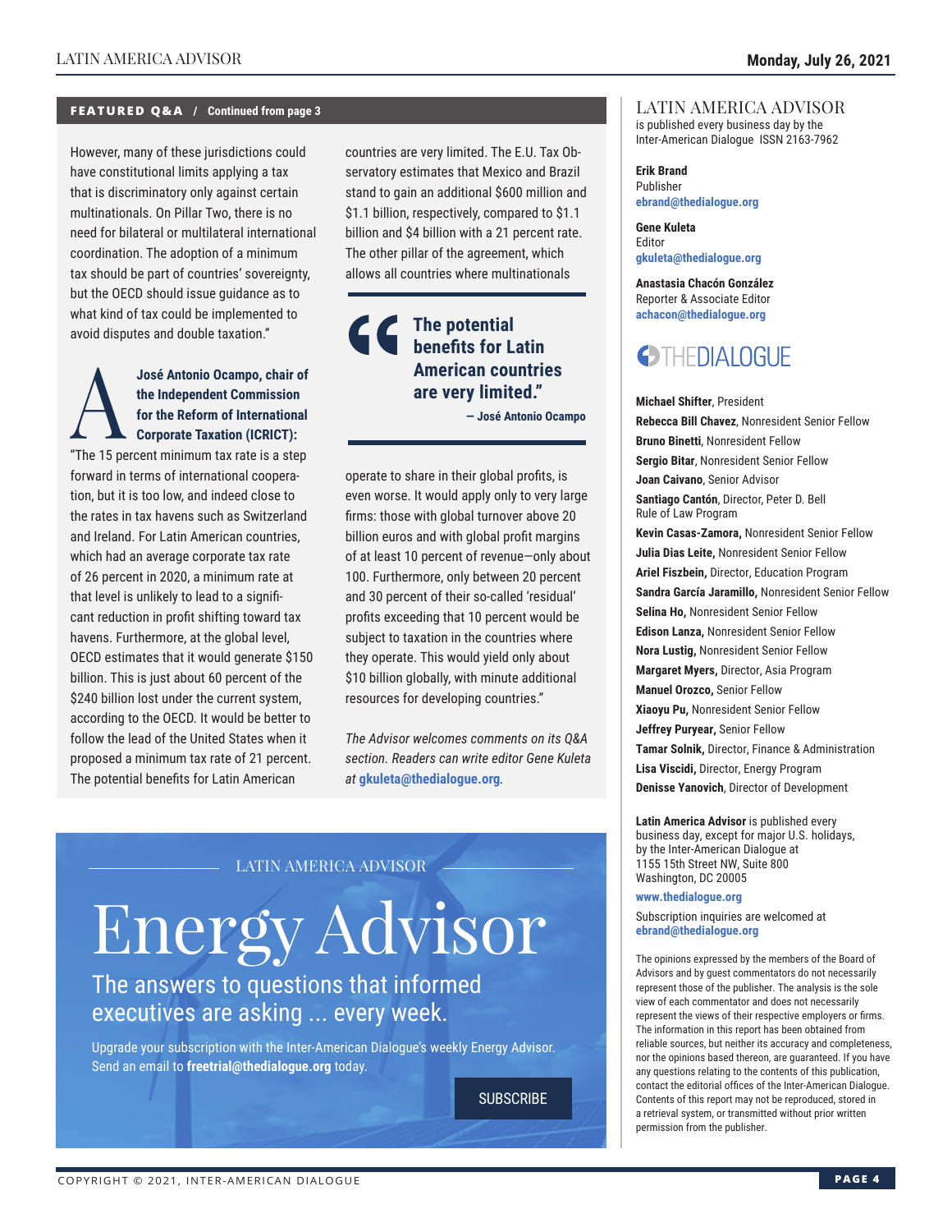**FEATURED Q&A / Continued from page 3**

However, many of these jurisdictions could have constitutional limits applying a tax that is discriminatory only against certain multinationals. On Pillar Two, there is no need for bilateral or multilateral international coordination. The adoption of a minimum tax should be part of countries' sovereignty, but the OECD should issue guidance as to what kind of tax could be implemented to avoid disputes and double taxation."

**A** **José Antonio Ocampo, chair of the Independent Commission for the Reform of International Corporate Taxation (ICRICT):** "The 15 percent minimum tax rate is a step forward in terms of international cooperation, but it is too low, and indeed close to the rates in tax havens such as Switzerland and Ireland. For Latin American countries, which had an average corporate tax rate of 26 percent in 2020, a minimum rate at that level is unlikely to lead to a significant reduction in profit shifting toward tax havens. Furthermore, at the global level, OECD estimates that it would generate $150 billion. This is just about 60 percent of the $240 billion lost under the current system, according to the OECD. It would be better to follow the lead of the United States when it proposed a minimum tax rate of 21 percent. The potential benefits for Latin American countries are very limited. The E.U. Tax Observatory estimates that Mexico and Brazil stand to gain an additional $600 million and $1.1 billion, respectively, compared to $1.1 billion and $4 billion with a 21 percent rate. The other pillar of the agreement, which allows all countries where multinationals operate to share in their global profits, is even worse. It would apply only to very large firms: those with global turnover above 20 billion euros and with global profit margins of at least 10 percent of revenue—only about 100. Furthermore, only between 20 percent and 30 percent of their so-called 'residual' profits exceeding that 10 percent would be subject to taxation in the countries where they operate. This would yield only about $10 billion globally, with minute additional resources for developing countries."

> **"The potential benefits for Latin American countries are very limited."**
> — José Antonio Ocampo

*The Advisor welcomes comments on its Q&A section. Readers can write editor Gene Kuleta at* **gkuleta@thedialogue.org**.

LATIN AMERICA ADVISOR

# Energy Advisor

## The answers to questions that informed executives are asking ... every week.

Upgrade your subscription with the Inter-American Dialogue's weekly Energy Advisor. Send an email to **freetrial@thedialogue.org** today.

SUBSCRIBE

---

LATIN AMERICA ADVISOR
is published every business day by the Inter-American Dialogue ISSN 2163-7962

**Erik Brand**
Publisher
**ebrand@thedialogue.org**

**Gene Kuleta**
Editor
**gkuleta@thedialogue.org**

**Anastasia Chacón González**
Reporter & Associate Editor
**achacon@thedialogue.org**

THEDIALOGUE

**Michael Shifter**, President
**Rebecca Bill Chavez**, Nonresident Senior Fellow
**Bruno Binetti**, Nonresident Fellow
**Sergio Bitar**, Nonresident Senior Fellow
**Joan Caivano**, Senior Advisor
**Santiago Cantón**, Director, Peter D. Bell Rule of Law Program
**Kevin Casas-Zamora,** Nonresident Senior Fellow
**Julia Dias Leite,** Nonresident Senior Fellow
**Ariel Fiszbein,** Director, Education Program
**Sandra García Jaramillo,** Nonresident Senior Fellow
**Selina Ho,** Nonresident Senior Fellow
**Edison Lanza,** Nonresident Senior Fellow
**Nora Lustig,** Nonresident Senior Fellow
**Margaret Myers,** Director, Asia Program
**Manuel Orozco,** Senior Fellow
**Xiaoyu Pu,** Nonresident Senior Fellow
**Jeffrey Puryear,** Senior Fellow
**Tamar Solnik,** Director, Finance & Administration
**Lisa Viscidi,** Director, Energy Program
**Denisse Yanovich**, Director of Development

**Latin America Advisor** is published every business day, except for major U.S. holidays, by the Inter-American Dialogue at 1155 15th Street NW, Suite 800 Washington, DC 20005

**www.thedialogue.org**

Subscription inquiries are welcomed at **ebrand@thedialogue.org**

The opinions expressed by the members of the Board of Advisors and by guest commentators do not necessarily represent those of the publisher. The analysis is the sole view of each commentator and does not necessarily represent the views of their respective employers or firms. The information in this report has been obtained from reliable sources, but neither its accuracy and completeness, nor the opinions based thereon, are guaranteed. If you have any questions relating to the contents of this publication, contact the editorial offices of the Inter-American Dialogue. Contents of this report may not be reproduced, stored in a retrieval system, or transmitted without prior written permission from the publisher.